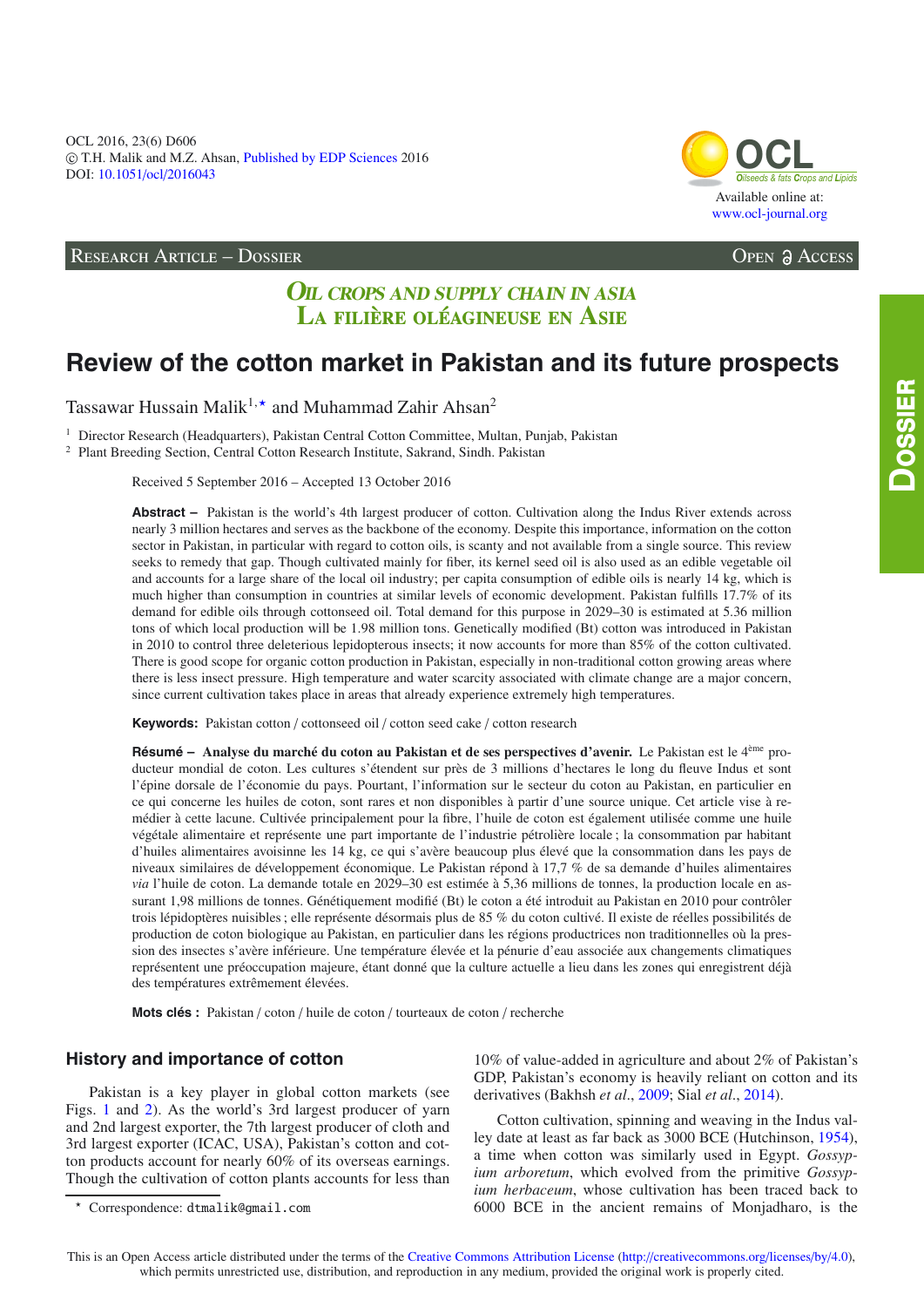Research Article – Dossier

Open Access

*Oil crops and supply chain in Asia*
*La filière oléagineuse en Asie*

# Review of the cotton market in Pakistan and its future prospects

Tassawar Hussain Malik[1,★] and Muhammad Zahir Ahsan[2]

[1] Director Research (Headquarters), Pakistan Central Cotton Committee, Multan, Punjab, Pakistan
[2] Plant Breeding Section, Central Cotton Research Institute, Sakrand, Sindh. Pakistan

Received 5 September 2016 – Accepted 13 October 2016

**Abstract –** Pakistan is the world's 4th largest producer of cotton. Cultivation along the Indus River extends across nearly 3 million hectares and serves as the backbone of the economy. Despite this importance, information on the cotton sector in Pakistan, in particular with regard to cotton oils, is scanty and not available from a single source. This review seeks to remedy that gap. Though cultivated mainly for fiber, its kernel seed oil is also used as an edible vegetable oil and accounts for a large share of the local oil industry; per capita consumption of edible oils is nearly 14 kg, which is much higher than consumption in countries at similar levels of economic development. Pakistan fulfills 17.7% of its demand for edible oils through cottonseed oil. Total demand for this purpose in 2029–30 is estimated at 5.36 million tons of which local production will be 1.98 million tons. Genetically modified (Bt) cotton was introduced in Pakistan in 2010 to control three deleterious lepidopterous insects; it now accounts for more than 85% of the cotton cultivated. There is good scope for organic cotton production in Pakistan, especially in non-traditional cotton growing areas where there is less insect pressure. High temperature and water scarcity associated with climate change are a major concern, since current cultivation takes place in areas that already experience extremely high temperatures.

**Keywords:** Pakistan cotton / cottonseed oil / cotton seed cake / cotton research

**Résumé – Analyse du marché du coton au Pakistan et de ses perspectives d'avenir.** Le Pakistan est le 4ème producteur mondial de coton. Les cultures s'étendent sur près de 3 millions d'hectares le long du fleuve Indus et sont l'épine dorsale de l'économie du pays. Pourtant, l'information sur le secteur du coton au Pakistan, en particulier en ce qui concerne les huiles de coton, sont rares et non disponibles à partir d'une source unique. Cet article vise à remédier à cette lacune. Cultivée principalement pour la fibre, l'huile de coton est également utilisée comme une huile végétale alimentaire et représente une part importante de l'industrie pétrolière locale ; la consommation par habitant d'huiles alimentaires avoisinne les 14 kg, ce qui s'avère beaucoup plus élevé que la consommation dans les pays de niveaux similaires de développement économique. Le Pakistan répond à 17,7 % de sa demande d'huiles alimentaires *via* l'huile de coton. La demande totale en 2029–30 est estimée à 5,36 millions de tonnes, la production locale en assurant 1,98 millions de tonnes. Génétiquement modifié (Bt) le coton a été introduit au Pakistan en 2010 pour contrôler trois lépidoptères nuisibles ; elle représente désormais plus de 85 % du coton cultivé. Il existe de réelles possibilités de production de coton biologique au Pakistan, en particulier dans les régions productrices non traditionnelles où la pression des insectes s'avère inférieure. Une température élevée et la pénurie d'eau associée aux changements climatiques représentent une préoccupation majeure, étant donné que la culture actuelle a lieu dans les zones qui enregistrent déjà des températures extrêmement élevées.

**Mots clés :** Pakistan / coton / huile de coton / tourteaux de coton / recherche

## History and importance of cotton

Pakistan is a key player in global cotton markets (see Figs. 1 and 2). As the world's 3rd largest producer of yarn and 2nd largest exporter, the 7th largest producer of cloth and 3rd largest exporter (ICAC, USA), Pakistan's cotton and cotton products account for nearly 60% of its overseas earnings. Though the cultivation of cotton plants accounts for less than 10% of value-added in agriculture and about 2% of Pakistan's GDP, Pakistan's economy is heavily reliant on cotton and its derivatives (Bakhsh *et al.*, 2009; Sial *et al.*, 2014).

Cotton cultivation, spinning and weaving in the Indus valley date at least as far back as 3000 BCE (Hutchinson, 1954), a time when cotton was similarly used in Egypt. *Gossypium arboretum*, which evolved from the primitive *Gossypium herbaceum*, whose cultivation has been traced back to 6000 BCE in the ancient remains of Monjadharo, is the

★ Correspondence: dtmalik@gmail.com

This is an Open Access article distributed under the terms of the Creative Commons Attribution License (http://creativecommons.org/licenses/by/4.0), which permits unrestricted use, distribution, and reproduction in any medium, provided the original work is properly cited.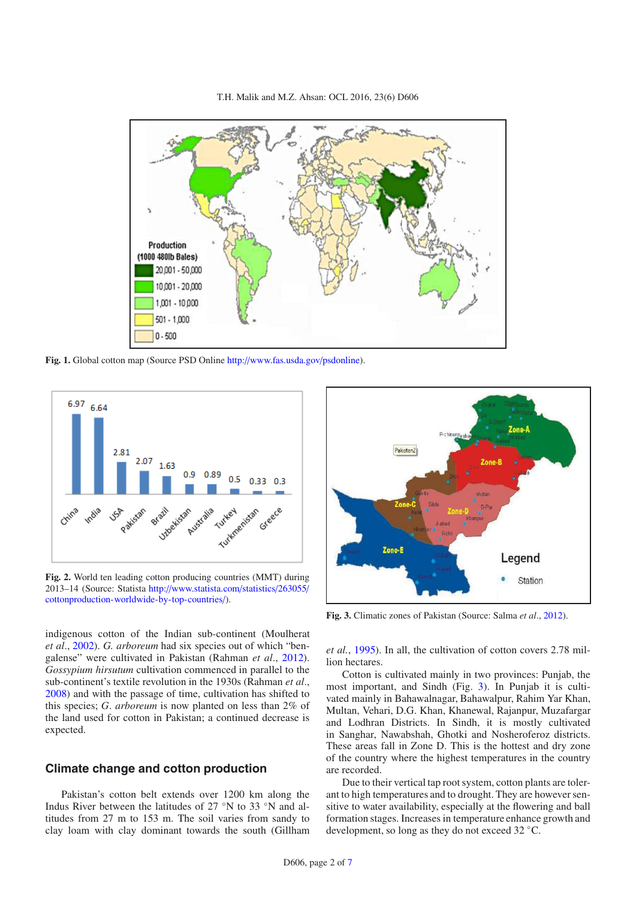Fig. 1. Global cotton map (Source PSD Online http://www.fas.usda.gov/psdonline).

Fig. 2. World ten leading cotton producing countries (MMT) during 2013–14 (Source: Statista http://www.statista.com/statistics/263055/cottonproduction-worldwide-by-top-countries/).

Fig. 3. Climatic zones of Pakistan (Source: Salma *et al*., 2012).

indigenous cotton of the Indian sub-continent (Moulherat *et al*., 2002). *G. arboreum* had six species out of which "bengalense" were cultivated in Pakistan (Rahman *et al*., 2012). *Gossypium hirsutum* cultivation commenced in parallel to the sub-continent's textile revolution in the 1930s (Rahman *et al*., 2008) and with the passage of time, cultivation has shifted to this species; *G. arboreum* is now planted on less than 2% of the land used for cotton in Pakistan; a continued decrease is expected.

## Climate change and cotton production

Pakistan's cotton belt extends over 1200 km along the Indus River between the latitudes of 27 °N to 33 °N and altitudes from 27 m to 153 m. The soil varies from sandy to clay loam with clay dominant towards the south (Gillham *et al*., 1995). In all, the cultivation of cotton covers 2.78 million hectares.

Cotton is cultivated mainly in two provinces: Punjab, the most important, and Sindh (Fig. 3). In Punjab it is cultivated mainly in Bahawalnagar, Bahawalpur, Rahim Yar Khan, Multan, Vehari, D.G. Khan, Khanewal, Rajanpur, Muzafargar and Lodhran Districts. In Sindh, it is mostly cultivated in Sanghar, Nawabshah, Ghotki and Nosheroferoz districts. These areas fall in Zone D. This is the hottest and dry zone of the country where the highest temperatures in the country are recorded.

Due to their vertical tap root system, cotton plants are tolerant to high temperatures and to drought. They are however sensitive to water availability, especially at the flowering and ball formation stages. Increases in temperature enhance growth and development, so long as they do not exceed 32 °C.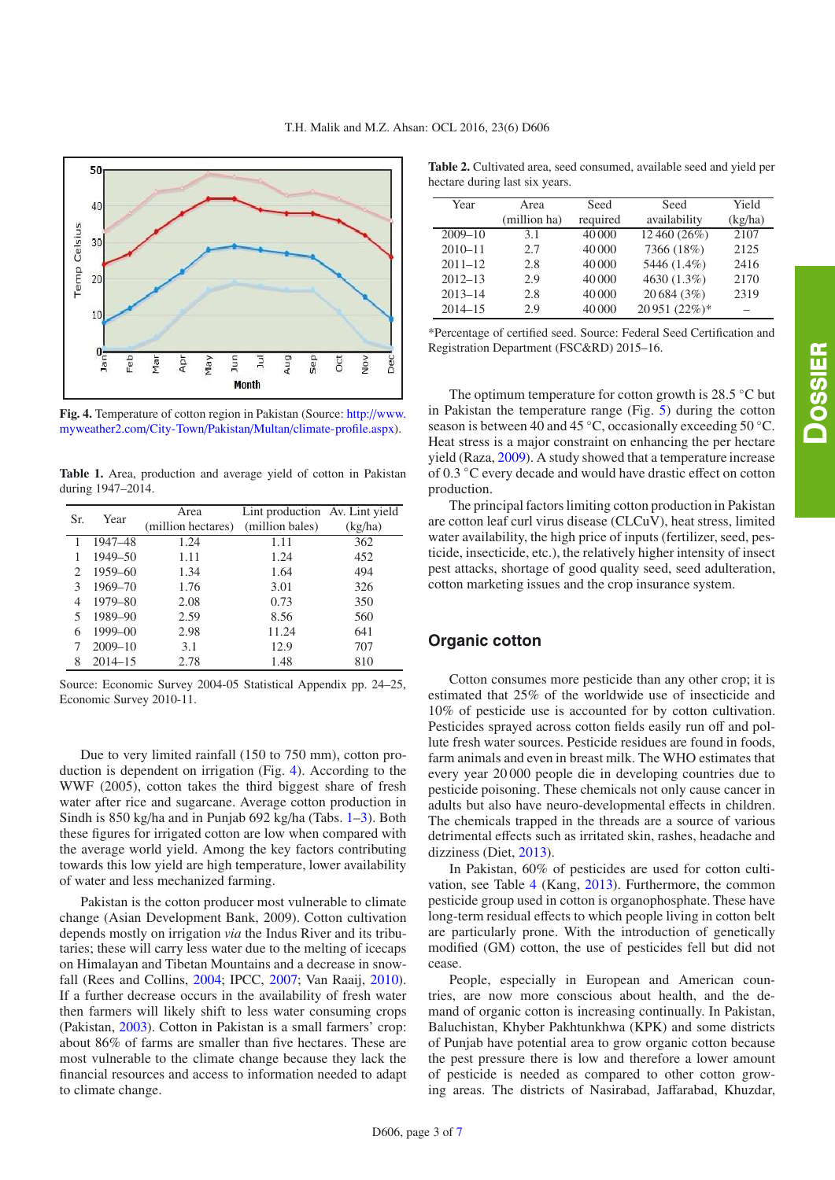Fig. 4. Temperature of cotton region in Pakistan (Source: http://www.myweather2.com/City-Town/Pakistan/Multan/climate-profile.aspx).

Table 1. Area, production and average yield of cotton in Pakistan during 1947–2014.

| Sr. | Year | Area (million hectares) | Lint production (million bales) | Av. Lint yield (kg/ha) |
|---|---|---|---|---|
| 1 | 1947–48 | 1.24 | 1.11 | 362 |
| 1 | 1949–50 | 1.11 | 1.24 | 452 |
| 2 | 1959–60 | 1.34 | 1.64 | 494 |
| 3 | 1969–70 | 1.76 | 3.01 | 326 |
| 4 | 1979–80 | 2.08 | 0.73 | 350 |
| 5 | 1989–90 | 2.59 | 8.56 | 560 |
| 6 | 1999–00 | 2.98 | 11.24 | 641 |
| 7 | 2009–10 | 3.1 | 12.9 | 707 |
| 8 | 2014–15 | 2.78 | 1.48 | 810 |

Source: Economic Survey 2004-05 Statistical Appendix pp. 24–25, Economic Survey 2010-11.

Due to very limited rainfall (150 to 750 mm), cotton production is dependent on irrigation (Fig. 4). According to the WWF (2005), cotton takes the third biggest share of fresh water after rice and sugarcane. Average cotton production in Sindh is 850 kg/ha and in Punjab 692 kg/ha (Tabs. 1–3). Both these figures for irrigated cotton are low when compared with the average world yield. Among the key factors contributing towards this low yield are high temperature, lower availability of water and less mechanized farming.

Pakistan is the cotton producer most vulnerable to climate change (Asian Development Bank, 2009). Cotton cultivation depends mostly on irrigation *via* the Indus River and its tributaries; these will carry less water due to the melting of icecaps on Himalayan and Tibetan Mountains and a decrease in snowfall (Rees and Collins, 2004; IPCC, 2007; Van Raaij, 2010). If a further decrease occurs in the availability of fresh water then farmers will likely shift to less water consuming crops (Pakistan, 2003). Cotton in Pakistan is a small farmers' crop: about 86% of farms are smaller than five hectares. These are most vulnerable to the climate change because they lack the financial resources and access to information needed to adapt to climate change.

Table 2. Cultivated area, seed consumed, available seed and yield per hectare during last six years.

| Year | Area (million ha) | Seed required | Seed availability | Yield (kg/ha) |
|---|---|---|---|---|
| 2009–10 | 3.1 | 40 000 | 12 460 (26%) | 2107 |
| 2010–11 | 2.7 | 40 000 | 7366 (18%) | 2125 |
| 2011–12 | 2.8 | 40 000 | 5446 (1.4%) | 2416 |
| 2012–13 | 2.9 | 40 000 | 4630 (1.3%) | 2170 |
| 2013–14 | 2.8 | 40 000 | 20 684 (3%) | 2319 |
| 2014–15 | 2.9 | 40 000 | 20 951 (22%)* | – |

*Percentage of certified seed. Source: Federal Seed Certification and Registration Department (FSC&RD) 2015–16.

The optimum temperature for cotton growth is 28.5 °C but in Pakistan the temperature range (Fig. 5) during the cotton season is between 40 and 45 °C, occasionally exceeding 50 °C. Heat stress is a major constraint on enhancing the per hectare yield (Raza, 2009). A study showed that a temperature increase of 0.3 °C every decade and would have drastic effect on cotton production.

The principal factors limiting cotton production in Pakistan are cotton leaf curl virus disease (CLCuV), heat stress, limited water availability, the high price of inputs (fertilizer, seed, pesticide, insecticide, etc.), the relatively higher intensity of insect pest attacks, shortage of good quality seed, seed adulteration, cotton marketing issues and the crop insurance system.

## Organic cotton

Cotton consumes more pesticide than any other crop; it is estimated that 25% of the worldwide use of insecticide and 10% of pesticide use is accounted for by cotton cultivation. Pesticides sprayed across cotton fields easily run off and pollute fresh water sources. Pesticide residues are found in foods, farm animals and even in breast milk. The WHO estimates that every year 20 000 people die in developing countries due to pesticide poisoning. These chemicals not only cause cancer in adults but also have neuro-developmental effects in children. The chemicals trapped in the threads are a source of various detrimental effects such as irritated skin, rashes, headache and dizziness (Diet, 2013).

In Pakistan, 60% of pesticides are used for cotton cultivation, see Table 4 (Kang, 2013). Furthermore, the common pesticide group used in cotton is organophosphate. These have long-term residual effects to which people living in cotton belt are particularly prone. With the introduction of genetically modified (GM) cotton, the use of pesticides fell but did not cease.

People, especially in European and American countries, are now more conscious about health, and the demand of organic cotton is increasing continually. In Pakistan, Baluchistan, Khyber Pakhtunkhwa (KPK) and some districts of Punjab have potential area to grow organic cotton because the pest pressure there is low and therefore a lower amount of pesticide is needed as compared to other cotton growing areas. The districts of Nasirabad, Jaffarabad, Khuzdar,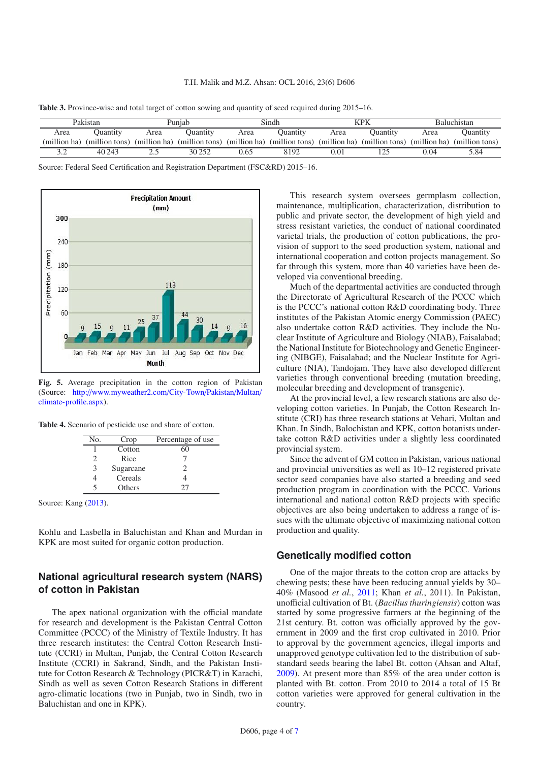**Table 3.** Province-wise and total target of cotton sowing and quantity of seed required during 2015–16.

| Pakistan | | Punjab | | Sindh | | KPK | | Baluchistan | |
|---|---|---|---|---|---|---|---|---|---|
| Area (million ha) | Quantity (million tons) | Area (million ha) | Quantity (million tons) | Area (million ha) | Quantity (million tons) | Area (million ha) | Quantity (million tons) | Area (million ha) | Quantity (million tons) |
| 3.2 | 40 243 | 2.5 | 30 252 | 0.65 | 8192 | 0.01 | 125 | 0.04 | 5.84 |

Source: Federal Seed Certification and Registration Department (FSC&RD) 2015–16.

**Fig. 5.** Average precipitation in the cotton region of Pakistan (Source: http://www.myweather2.com/City-Town/Pakistan/Multan/climate-profile.aspx).

**Table 4.** Scenario of pesticide use and share of cotton.

| No. | Crop | Percentage of use |
|---|---|---|
| 1 | Cotton | 60 |
| 2 | Rice | 7 |
| 3 | Sugarcane | 2 |
| 4 | Cereals | 4 |
| 5 | Others | 27 |

Source: Kang (2013).

Kohlu and Lasbella in Baluchistan and Khan and Murdan in KPK are most suited for organic cotton production.

## National agricultural research system (NARS) of cotton in Pakistan

The apex national organization with the official mandate for research and development is the Pakistan Central Cotton Committee (PCCC) of the Ministry of Textile Industry. It has three research institutes: the Central Cotton Research Institute (CCRI) in Multan, Punjab, the Central Cotton Research Institute (CCRI) in Sakrand, Sindh, and the Pakistan Institute for Cotton Research & Technology (PICR&T) in Karachi, Sindh as well as seven Cotton Research Stations in different agro-climatic locations (two in Punjab, two in Sindh, two in Baluchistan and one in KPK).

This research system oversees germplasm collection, maintenance, multiplication, characterization, distribution to public and private sector, the development of high yield and stress resistant varieties, the conduct of national coordinated varietal trials, the production of cotton publications, the provision of support to the seed production system, national and international cooperation and cotton projects management. So far through this system, more than 40 varieties have been developed via conventional breeding.

Much of the departmental activities are conducted through the Directorate of Agricultural Research of the PCCC which is the PCCC's national cotton R&D coordinating body. Three institutes of the Pakistan Atomic energy Commission (PAEC) also undertake cotton R&D activities. They include the Nuclear Institute of Agriculture and Biology (NIAB), Faisalabad; the National Institute for Biotechnology and Genetic Engineering (NIBGE), Faisalabad; and the Nuclear Institute for Agriculture (NIA), Tandojam. They have also developed different varieties through conventional breeding (mutation breeding, molecular breeding and development of transgenic).

At the provincial level, a few research stations are also developing cotton varieties. In Punjab, the Cotton Research Institute (CRI) has three research stations at Vehari, Multan and Khan. In Sindh, Balochistan and KPK, cotton botanists undertake cotton R&D activities under a slightly less coordinated provincial system.

Since the advent of GM cotton in Pakistan, various national and provincial universities as well as 10–12 registered private sector seed companies have also started a breeding and seed production program in coordination with the PCCC. Various international and national cotton R&D projects with specific objectives are also being undertaken to address a range of issues with the ultimate objective of maximizing national cotton production and quality.

## Genetically modified cotton

One of the major threats to the cotton crop are attacks by chewing pests; these have been reducing annual yields by 30–40% (Masood *et al.*, 2011; Khan *et al.*, 2011). In Pakistan, unofficial cultivation of Bt. (*Bacillus thuringiensis*) cotton was started by some progressive farmers at the beginning of the 21st century. Bt. cotton was officially approved by the government in 2009 and the first crop cultivated in 2010. Prior to approval by the government agencies, illegal imports and unapproved genotype cultivation led to the distribution of substandard seeds bearing the label Bt. cotton (Ahsan and Altaf, 2009). At present more than 85% of the area under cotton is planted with Bt. cotton. From 2010 to 2014 a total of 15 Bt cotton varieties were approved for general cultivation in the country.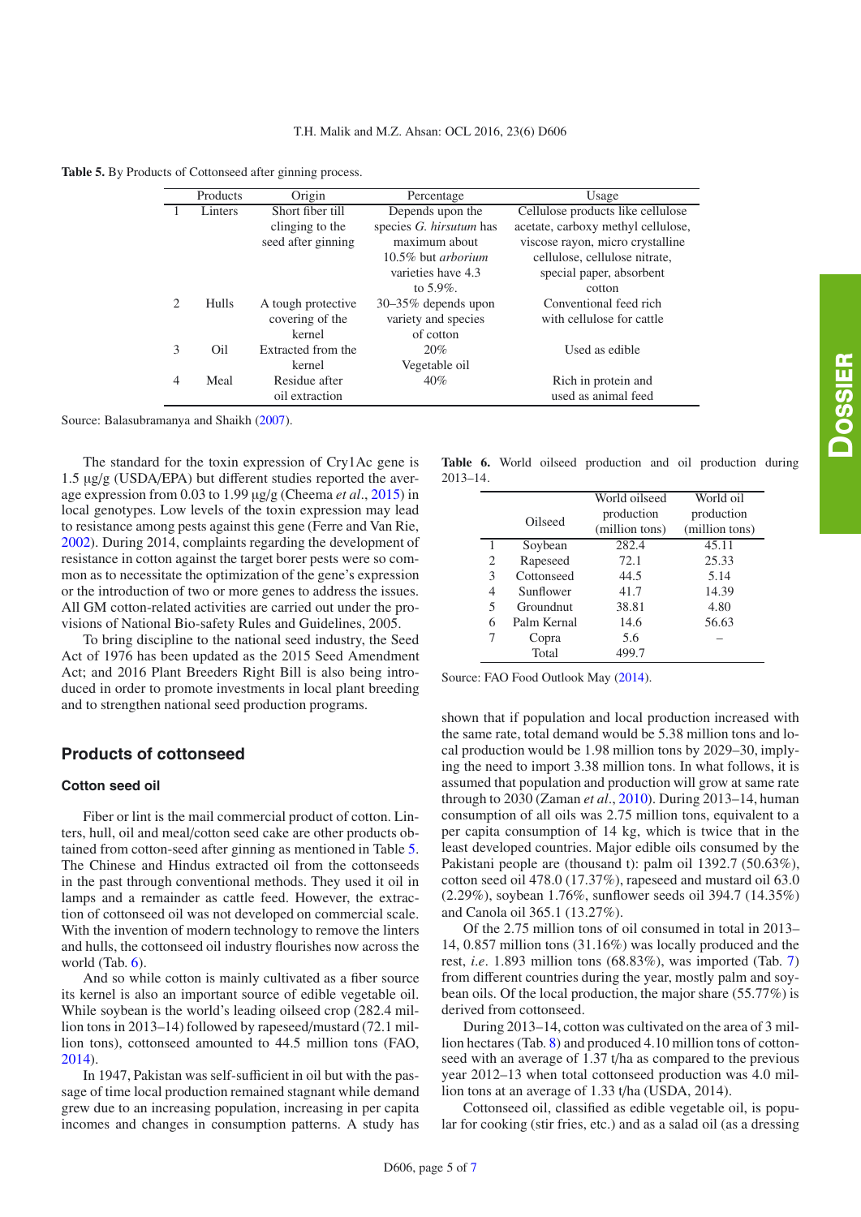**Table 5.** By Products of Cottonseed after ginning process.

| | Products | Origin | Percentage | Usage |
|---|---|---|---|---|
| 1 | Linters | Short fiber till clinging to the seed after ginning | Depends upon the species *G. hirsutum* has maximum about 10.5% but *arborium* varieties have 4.3 to 5.9%. | Cellulose products like cellulose acetate, carboxy methyl cellulose, viscose rayon, micro crystalline cellulose, cellulose nitrate, special paper, absorbent cotton |
| 2 | Hulls | A tough protective covering of the kernel | 30–35% depends upon variety and species of cotton | Conventional feed rich with cellulose for cattle |
| 3 | Oil | Extracted from the kernel | 20% Vegetable oil | Used as edible |
| 4 | Meal | Residue after oil extraction | 40% | Rich in protein and used as animal feed |

Source: Balasubramanya and Shaikh (2007).

The standard for the toxin expression of Cry1Ac gene is 1.5 µg/g (USDA/EPA) but different studies reported the average expression from 0.03 to 1.99 µg/g (Cheema *et al*., 2015) in local genotypes. Low levels of the toxin expression may lead to resistance among pests against this gene (Ferre and Van Rie, 2002). During 2014, complaints regarding the development of resistance in cotton against the target borer pests were so common as to necessitate the optimization of the gene's expression or the introduction of two or more genes to address the issues. All GM cotton-related activities are carried out under the provisions of National Bio-safety Rules and Guidelines, 2005.

To bring discipline to the national seed industry, the Seed Act of 1976 has been updated as the 2015 Seed Amendment Act; and 2016 Plant Breeders Right Bill is also being introduced in order to promote investments in local plant breeding and to strengthen national seed production programs.

## Products of cottonseed

### Cotton seed oil

Fiber or lint is the mail commercial product of cotton. Linters, hull, oil and meal/cotton seed cake are other products obtained from cotton-seed after ginning as mentioned in Table 5. The Chinese and Hindus extracted oil from the cottonseeds in the past through conventional methods. They used it oil in lamps and a remainder as cattle feed. However, the extraction of cottonseed oil was not developed on commercial scale. With the invention of modern technology to remove the linters and hulls, the cottonseed oil industry flourishes now across the world (Tab. 6).

And so while cotton is mainly cultivated as a fiber source its kernel is also an important source of edible vegetable oil. While soybean is the world's leading oilseed crop (282.4 million tons in 2013–14) followed by rapeseed/mustard (72.1 million tons), cottonseed amounted to 44.5 million tons (FAO, 2014).

In 1947, Pakistan was self-sufficient in oil but with the passage of time local production remained stagnant while demand grew due to an increasing population, increasing in per capita incomes and changes in consumption patterns. A study has

**Table 6.** World oilseed production and oil production during 2013–14.

| | Oilseed | World oilseed production (million tons) | World oil production (million tons) |
|---|---|---|---|
| 1 | Soybean | 282.4 | 45.11 |
| 2 | Rapeseed | 72.1 | 25.33 |
| 3 | Cottonseed | 44.5 | 5.14 |
| 4 | Sunflower | 41.7 | 14.39 |
| 5 | Groundnut | 38.81 | 4.80 |
| 6 | Palm Kernal | 14.6 | 56.63 |
| 7 | Copra | 5.6 | – |
| | Total | 499.7 | |

Source: FAO Food Outlook May (2014).

shown that if population and local production increased with the same rate, total demand would be 5.38 million tons and local production would be 1.98 million tons by 2029–30, implying the need to import 3.38 million tons. In what follows, it is assumed that population and production will grow at same rate through to 2030 (Zaman *et al*., 2010). During 2013–14, human consumption of all oils was 2.75 million tons, equivalent to a per capita consumption of 14 kg, which is twice that in the least developed countries. Major edible oils consumed by the Pakistani people are (thousand t): palm oil 1392.7 (50.63%), cotton seed oil 478.0 (17.37%), rapeseed and mustard oil 63.0 (2.29%), soybean 1.76%, sunflower seeds oil 394.7 (14.35%) and Canola oil 365.1 (13.27%).

Of the 2.75 million tons of oil consumed in total in 2013–14, 0.857 million tons (31.16%) was locally produced and the rest, *i.e*. 1.893 million tons (68.83%), was imported (Tab. 7) from different countries during the year, mostly palm and soybean oils. Of the local production, the major share (55.77%) is derived from cottonseed.

During 2013–14, cotton was cultivated on the area of 3 million hectares (Tab. 8) and produced 4.10 million tons of cottonseed with an average of 1.37 t/ha as compared to the previous year 2012–13 when total cottonseed production was 4.0 million tons at an average of 1.33 t/ha (USDA, 2014).

Cottonseed oil, classified as edible vegetable oil, is popular for cooking (stir fries, etc.) and as a salad oil (as a dressing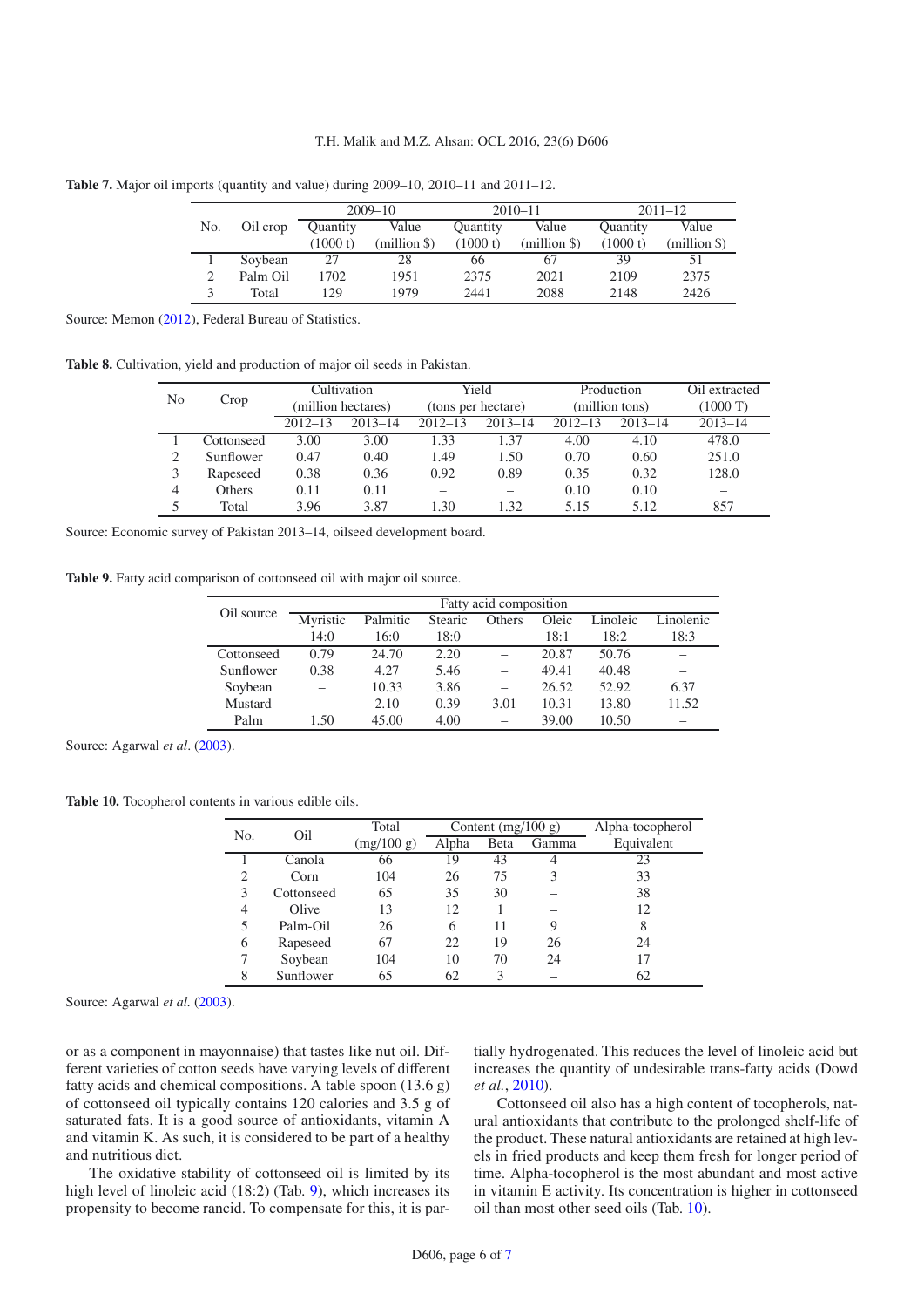**Table 7.** Major oil imports (quantity and value) during 2009–10, 2010–11 and 2011–12.

| No. | Oil crop | 2009–10 | | 2010–11 | | 2011–12 | |
|---|---|---|---|---|---|---|---|
| | | Quantity (1000 t) | Value (million $) | Quantity (1000 t) | Value (million $) | Quantity (1000 t) | Value (million $) |
| 1 | Soybean | 27 | 28 | 66 | 67 | 39 | 51 |
| 2 | Palm Oil | 1702 | 1951 | 2375 | 2021 | 2109 | 2375 |
| 3 | Total | 129 | 1979 | 2441 | 2088 | 2148 | 2426 |

Source: Memon (2012), Federal Bureau of Statistics.

**Table 8.** Cultivation, yield and production of major oil seeds in Pakistan.

| No | Crop | Cultivation (million hectares) | | Yield (tons per hectare) | | Production (million tons) | | Oil extracted (1000 T) |
|---|---|---|---|---|---|---|---|---|
| | | 2012–13 | 2013–14 | 2012–13 | 2013–14 | 2012–13 | 2013–14 | 2013–14 |
| 1 | Cottonseed | 3.00 | 3.00 | 1.33 | 1.37 | 4.00 | 4.10 | 478.0 |
| 2 | Sunflower | 0.47 | 0.40 | 1.49 | 1.50 | 0.70 | 0.60 | 251.0 |
| 3 | Rapeseed | 0.38 | 0.36 | 0.92 | 0.89 | 0.35 | 0.32 | 128.0 |
| 4 | Others | 0.11 | 0.11 | – | – | 0.10 | 0.10 | – |
| 5 | Total | 3.96 | 3.87 | 1.30 | 1.32 | 5.15 | 5.12 | 857 |

Source: Economic survey of Pakistan 2013–14, oilseed development board.

**Table 9.** Fatty acid comparison of cottonseed oil with major oil source.

| Oil source | Fatty acid composition | | | | | | |
|---|---|---|---|---|---|---|---|
| | Myristic 14:0 | Palmitic 16:0 | Stearic 18:0 | Others | Oleic 18:1 | Linoleic 18:2 | Linolenic 18:3 |
| Cottonseed | 0.79 | 24.70 | 2.20 | – | 20.87 | 50.76 | – |
| Sunflower | 0.38 | 4.27 | 5.46 | – | 49.41 | 40.48 | – |
| Soybean | – | 10.33 | 3.86 | – | 26.52 | 52.92 | 6.37 |
| Mustard | – | 2.10 | 0.39 | 3.01 | 10.31 | 13.80 | 11.52 |
| Palm | 1.50 | 45.00 | 4.00 | – | 39.00 | 10.50 | – |

Source: Agarwal *et al*. (2003).

**Table 10.** Tocopherol contents in various edible oils.

| No. | Oil | Total (mg/100 g) | Content (mg/100 g) | | | Alpha-tocopherol Equivalent |
|---|---|---|---|---|---|---|
| | | | Alpha | Beta | Gamma | |
| 1 | Canola | 66 | 19 | 43 | 4 | 23 |
| 2 | Corn | 104 | 26 | 75 | 3 | 33 |
| 3 | Cottonseed | 65 | 35 | 30 | – | 38 |
| 4 | Olive | 13 | 12 | 1 | – | 12 |
| 5 | Palm-Oil | 26 | 6 | 11 | 9 | 8 |
| 6 | Rapeseed | 67 | 22 | 19 | 26 | 24 |
| 7 | Soybean | 104 | 10 | 70 | 24 | 17 |
| 8 | Sunflower | 65 | 62 | 3 | – | 62 |

Source: Agarwal *et al.* (2003).

or as a component in mayonnaise) that tastes like nut oil. Different varieties of cotton seeds have varying levels of different fatty acids and chemical compositions. A table spoon (13.6 g) of cottonseed oil typically contains 120 calories and 3.5 g of saturated fats. It is a good source of antioxidants, vitamin A and vitamin K. As such, it is considered to be part of a healthy and nutritious diet.

The oxidative stability of cottonseed oil is limited by its high level of linoleic acid (18:2) (Tab. 9), which increases its propensity to become rancid. To compensate for this, it is partially hydrogenated. This reduces the level of linoleic acid but increases the quantity of undesirable trans-fatty acids (Dowd *et al.*, 2010).

Cottonseed oil also has a high content of tocopherols, natural antioxidants that contribute to the prolonged shelf-life of the product. These natural antioxidants are retained at high levels in fried products and keep them fresh for longer period of time. Alpha-tocopherol is the most abundant and most active in vitamin E activity. Its concentration is higher in cottonseed oil than most other seed oils (Tab. 10).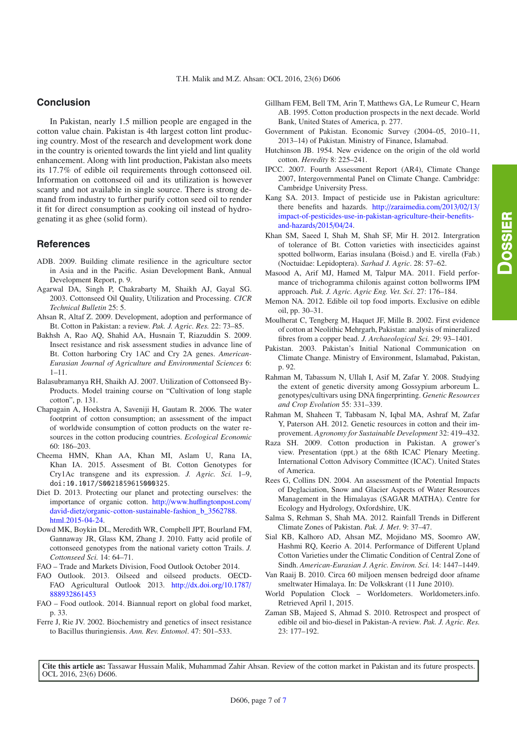## Conclusion

In Pakistan, nearly 1.5 million people are engaged in the cotton value chain. Pakistan is 4th largest cotton lint producing country. Most of the research and development work done in the country is oriented towards the lint yield and lint quality enhancement. Along with lint production, Pakistan also meets its 17.7% of edible oil requirements through cottonseed oil. Information on cottonseed oil and its utilization is however scanty and not available in single source. There is strong demand from industry to further purify cotton seed oil to render it fit for direct consumption as cooking oil instead of hydrogenating it as ghee (solid form).

## References

ADB. 2009. Building climate resilience in the agriculture sector in Asia and in the Pacific. Asian Development Bank, Annual Development Report, p. 9.

Agarwal DA, Singh P, Chakrabarty M, Shaikh AJ, Gayal SG. 2003. Cottonseed Oil Quality, Utilization and Processing. *CICR Technical Bulletin* 25: 5.

Ahsan R, Altaf Z. 2009. Development, adoption and performance of Bt. Cotton in Pakistan: a review. *Pak. J. Agric. Res.* 22: 73–85.

Bakhsh A, Rao AQ, Shahid AA, Husnain T, Riazuddin S. 2009. Insect resistance and risk assessment studies in advance line of Bt. Cotton harboring Cry 1AC and Cry 2A genes. *American-Eurasian Journal of Agriculture and Environmental Sciences* 6: 1–11.

Balasubramanya RH, Shaikh AJ. 2007. Utilization of Cottonseed By-Products. Model training course on "Cultivation of long staple cotton", p. 131.

Chapagain A, Hoekstra A, Saveniji H, Gautam R. 2006. The water footprint of cotton consumption; an assessment of the impact of worldwide consumption of cotton products on the water resources in the cotton producing countries. *Ecological Economic* 60: 186–203.

Cheema HMN, Khan AA, Khan MI, Aslam U, Rana IA, Khan IA. 2015. Assesment of Bt. Cotton Genotypes for Cry1Ac transgene and its expression. *J. Agric. Sci.* 1–9, doi:10.1017/S0021859615000325.

Diet D. 2013. Protecting our planet and protecting ourselves: the importance of organic cotton. http://www.huffingtonpost.com/david-dietz/organic-cotton-sustainable-fashion_b_3562788.html.2015-04-24.

Dowd MK, Boykin DL, Meredith WR, Compbell JPT, Bourland FM, Gannaway JR, Glass KM, Zhang J. 2010. Fatty acid profile of cottonseed genotypes from the national variety cotton Trails. *J. Cottonseed Sci.* 14: 64–71.

FAO – Trade and Markets Division, Food Outlook October 2014.

FAO Outlook. 2013. Oilseed and oilseed products. OECD-FAO Agricultural Outlook 2013. http://dx.doi.org/10.1787/888932861453

FAO – Food outlook. 2014. Biannual report on global food market, p. 33.

Ferre J, Rie JV. 2002. Biochemistry and genetics of insect resistance to Bacillus thuringiensis. *Ann. Rev. Entomol*. 47: 501–533.

Gillham FEM, Bell TM, Arin T, Matthews GA, Le Rumeur C, Hearn AB. 1995. Cotton production prospects in the next decade. World Bank, United States of America, p. 277.

Government of Pakistan. Economic Survey (2004–05, 2010–11, 2013–14) of Pakistan. Ministry of Finance, Islamabad.

Hutchinson JB. 1954. New evidence on the origin of the old world cotton. *Heredity* 8: 225–241.

IPCC. 2007. Fourth Assessment Report (AR4), Climate Change 2007, Intergovernmental Panel on Climate Change. Cambridge: Cambridge University Press.

Kang SA. 2013. Impact of pesticide use in Pakistan agriculture: there benefits and hazards. http://zaraimedia.com/2013/02/13/impact-of-pesticides-use-in-pakistan-agriculture-their-benefits-and-hazards/2015/04/24.

Khan SM, Saeed I, Shah M, Shah SF, Mir H. 2012. Intergration of tolerance of Bt. Cotton varieties with insecticides against spotted bollworm, Earias insulana (Boisd.) and E. virella (Fab.) (Noctuidae: Lepidoptera). *Sarhad J. Agric*. 28: 57–62.

Masood A, Arif MJ, Hamed M, Talpur MA. 2011. Field performance of trichogramma chilonis against cotton bollworms IPM approach. *Pak. J. Agric. Agric Eng. Vet. Sci*. 27: 176–184.

Memon NA. 2012. Edible oil top food imports. Exclusive on edible oil, pp. 30–31.

Moulherat C, Tengberg M, Haquet JF, Mille B. 2002. First evidence of cotton at Neolithic Mehrgarh, Pakistan: analysis of mineralized fibres from a copper bead. *J. Archaeological Sci.* 29: 93–1401.

Pakistan. 2003. Pakistan's Initial National Communication on Climate Change. Ministry of Environment, Islamabad, Pakistan, p. 92.

Rahman M, Tabassum N, Ullah I, Asif M, Zafar Y. 2008. Studying the extent of genetic diversity among Gossypium arboreum L. genotypes/cultivars using DNA fingerprinting. *Genetic Resources and Crop Evolution* 55: 331–339.

Rahman M, Shaheen T, Tabbasam N, Iqbal MA, Ashraf M, Zafar Y, Paterson AH. 2012. Genetic resources in cotton and their improvement. *Agronomy for Sustainable Development* 32: 419–432.

Raza SH. 2009. Cotton production in Pakistan. A grower's view. Presentation (ppt.) at the 68th ICAC Plenary Meeting. International Cotton Advisory Committee (ICAC). United States of America.

Rees G, Collins DN. 2004. An assessment of the Potential Impacts of Deglaciation, Snow and Glacier Aspects of Water Resources Management in the Himalayas (SAGAR MATHA). Centre for Ecology and Hydrology, Oxfordshire, UK.

Salma S, Rehman S, Shah MA. 2012. Rainfall Trends in Different Climate Zones of Pakistan. *Pak. J. Met*. 9: 37–47.

Sial KB, Kalhoro AD, Ahsan MZ, Mojidano MS, Soomro AW, Hashmi RQ, Keerio A. 2014. Performance of Different Upland Cotton Varieties under the Climatic Condition of Central Zone of Sindh. *American-Eurasian J. Agric. Environ. Sci.* 14: 1447–1449.

Van Raaij B. 2010. Circa 60 miljoen mensen bedreigd door afname smeltwater Himalaya. In: De Volkskrant (11 June 2010).

World Population Clock – Worldometers. Worldometers.info. Retrieved April 1, 2015.

Zaman SB, Majeed S, Ahmad S. 2010. Retrospect and prospect of edible oil and bio-diesel in Pakistan-A review. *Pak. J. Agric. Res.* 23: 177–192.

**Cite this article as:** Tassawar Hussain Malik, Muhammad Zahir Ahsan. Review of the cotton market in Pakistan and its future prospects. OCL 2016, 23(6) D606.